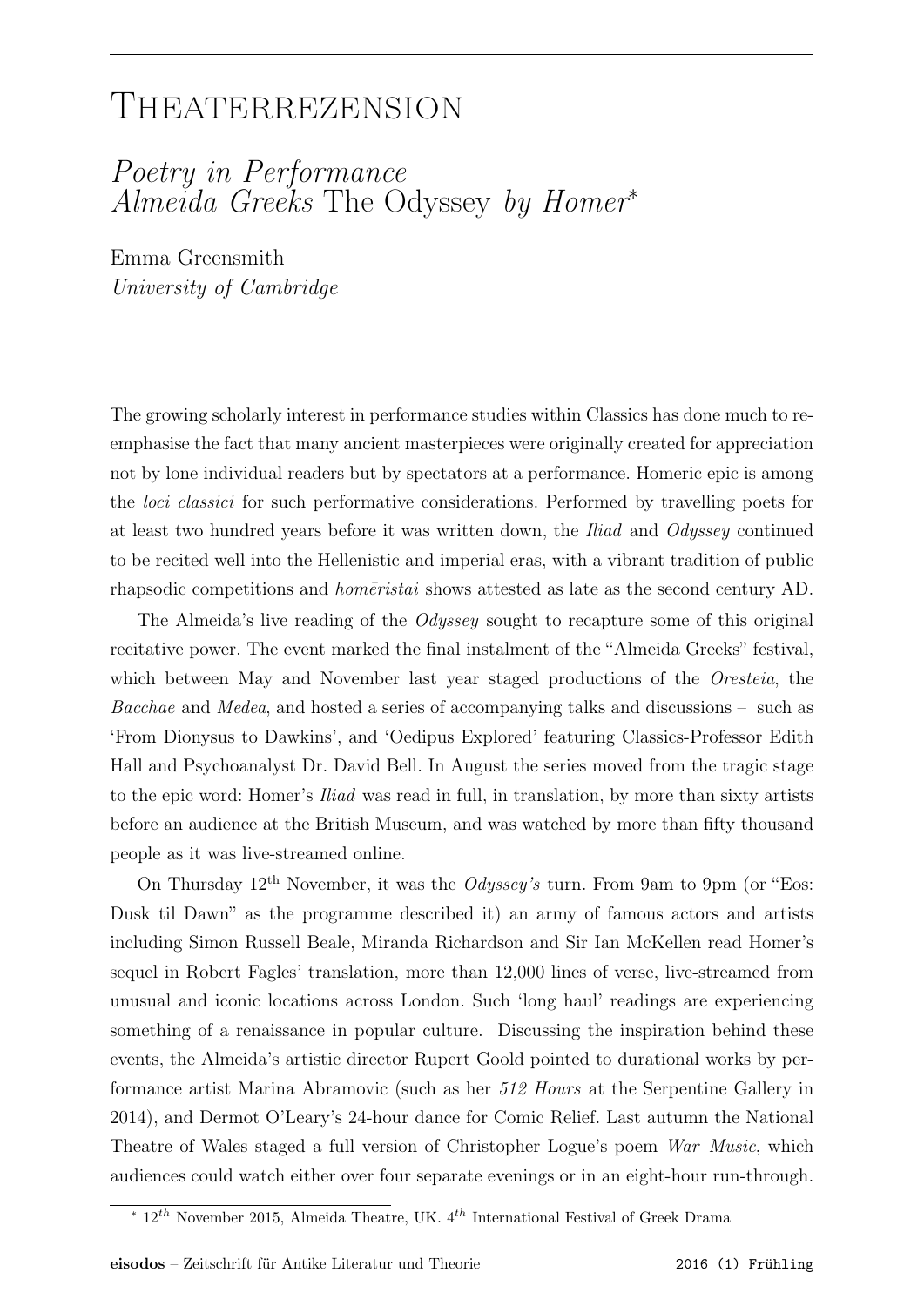# Theaterrezension

## *Poetry in Performance*
## *Almeida Greeks* The Odyssey *by Homer*[*]

Emma Greensmith
*University of Cambridge*

The growing scholarly interest in performance studies within Classics has done much to re-emphasise the fact that many ancient masterpieces were originally created for appreciation not by lone individual readers but by spectators at a performance. Homeric epic is among the *loci classici* for such performative considerations. Performed by travelling poets for at least two hundred years before it was written down, the *Iliad* and *Odyssey* continued to be recited well into the Hellenistic and imperial eras, with a vibrant tradition of public rhapsodic competitions and *homēristai* shows attested as late as the second century AD.

The Almeida's live reading of the *Odyssey* sought to recapture some of this original recitative power. The event marked the final instalment of the "Almeida Greeks" festival, which between May and November last year staged productions of the *Oresteia*, the *Bacchae* and *Medea*, and hosted a series of accompanying talks and discussions – such as 'From Dionysus to Dawkins', and 'Oedipus Explored' featuring Classics-Professor Edith Hall and Psychoanalyst Dr. David Bell. In August the series moved from the tragic stage to the epic word: Homer's *Iliad* was read in full, in translation, by more than sixty artists before an audience at the British Museum, and was watched by more than fifty thousand people as it was live-streamed online.

On Thursday 12th November, it was the *Odyssey's* turn. From 9am to 9pm (or "Eos: Dusk til Dawn" as the programme described it) an army of famous actors and artists including Simon Russell Beale, Miranda Richardson and Sir Ian McKellen read Homer's sequel in Robert Fagles' translation, more than 12,000 lines of verse, live-streamed from unusual and iconic locations across London. Such 'long haul' readings are experiencing something of a renaissance in popular culture. Discussing the inspiration behind these events, the Almeida's artistic director Rupert Goold pointed to durational works by performance artist Marina Abramovic (such as her *512 Hours* at the Serpentine Gallery in 2014), and Dermot O'Leary's 24-hour dance for Comic Relief. Last autumn the National Theatre of Wales staged a full version of Christopher Logue's poem *War Music*, which audiences could watch either over four separate evenings or in an eight-hour run-through.

[*] 12th November 2015, Almeida Theatre, UK. 4th International Festival of Greek Drama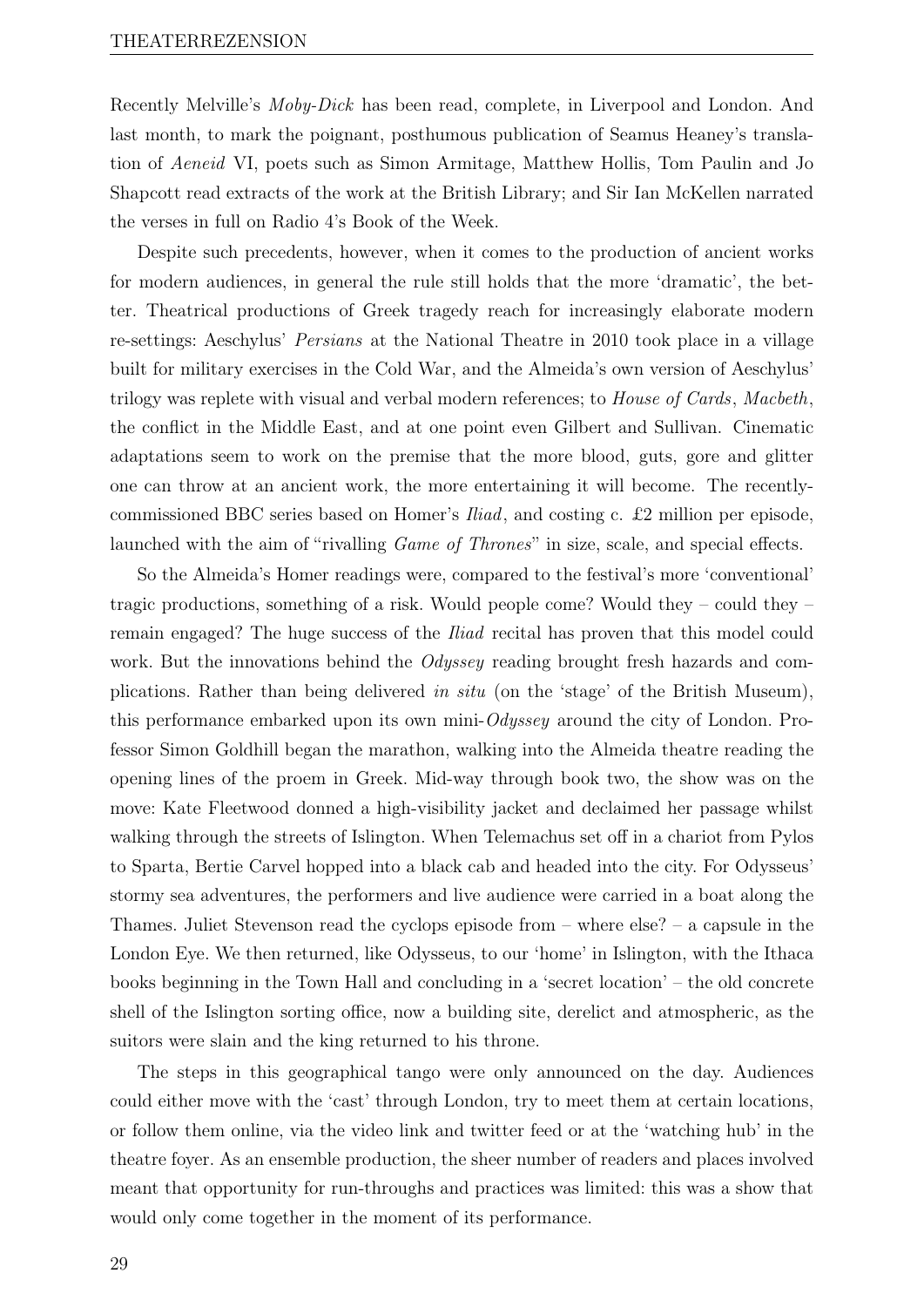Recently Melville's *Moby-Dick* has been read, complete, in Liverpool and London. And last month, to mark the poignant, posthumous publication of Seamus Heaney's translation of *Aeneid* VI, poets such as Simon Armitage, Matthew Hollis, Tom Paulin and Jo Shapcott read extracts of the work at the British Library; and Sir Ian McKellen narrated the verses in full on Radio 4's Book of the Week.

Despite such precedents, however, when it comes to the production of ancient works for modern audiences, in general the rule still holds that the more 'dramatic', the better. Theatrical productions of Greek tragedy reach for increasingly elaborate modern re-settings: Aeschylus' *Persians* at the National Theatre in 2010 took place in a village built for military exercises in the Cold War, and the Almeida's own version of Aeschylus' trilogy was replete with visual and verbal modern references; to *House of Cards*, *Macbeth*, the conflict in the Middle East, and at one point even Gilbert and Sullivan. Cinematic adaptations seem to work on the premise that the more blood, guts, gore and glitter one can throw at an ancient work, the more entertaining it will become. The recently-commissioned BBC series based on Homer's *Iliad*, and costing c. £2 million per episode, launched with the aim of "rivalling *Game of Thrones*" in size, scale, and special effects.

So the Almeida's Homer readings were, compared to the festival's more 'conventional' tragic productions, something of a risk. Would people come? Would they – could they – remain engaged? The huge success of the *Iliad* recital has proven that this model could work. But the innovations behind the *Odyssey* reading brought fresh hazards and complications. Rather than being delivered *in situ* (on the 'stage' of the British Museum), this performance embarked upon its own mini-*Odyssey* around the city of London. Professor Simon Goldhill began the marathon, walking into the Almeida theatre reading the opening lines of the proem in Greek. Mid-way through book two, the show was on the move: Kate Fleetwood donned a high-visibility jacket and declaimed her passage whilst walking through the streets of Islington. When Telemachus set off in a chariot from Pylos to Sparta, Bertie Carvel hopped into a black cab and headed into the city. For Odysseus' stormy sea adventures, the performers and live audience were carried in a boat along the Thames. Juliet Stevenson read the cyclops episode from – where else? – a capsule in the London Eye. We then returned, like Odysseus, to our 'home' in Islington, with the Ithaca books beginning in the Town Hall and concluding in a 'secret location' – the old concrete shell of the Islington sorting office, now a building site, derelict and atmospheric, as the suitors were slain and the king returned to his throne.

The steps in this geographical tango were only announced on the day. Audiences could either move with the 'cast' through London, try to meet them at certain locations, or follow them online, via the video link and twitter feed or at the 'watching hub' in the theatre foyer. As an ensemble production, the sheer number of readers and places involved meant that opportunity for run-throughs and practices was limited: this was a show that would only come together in the moment of its performance.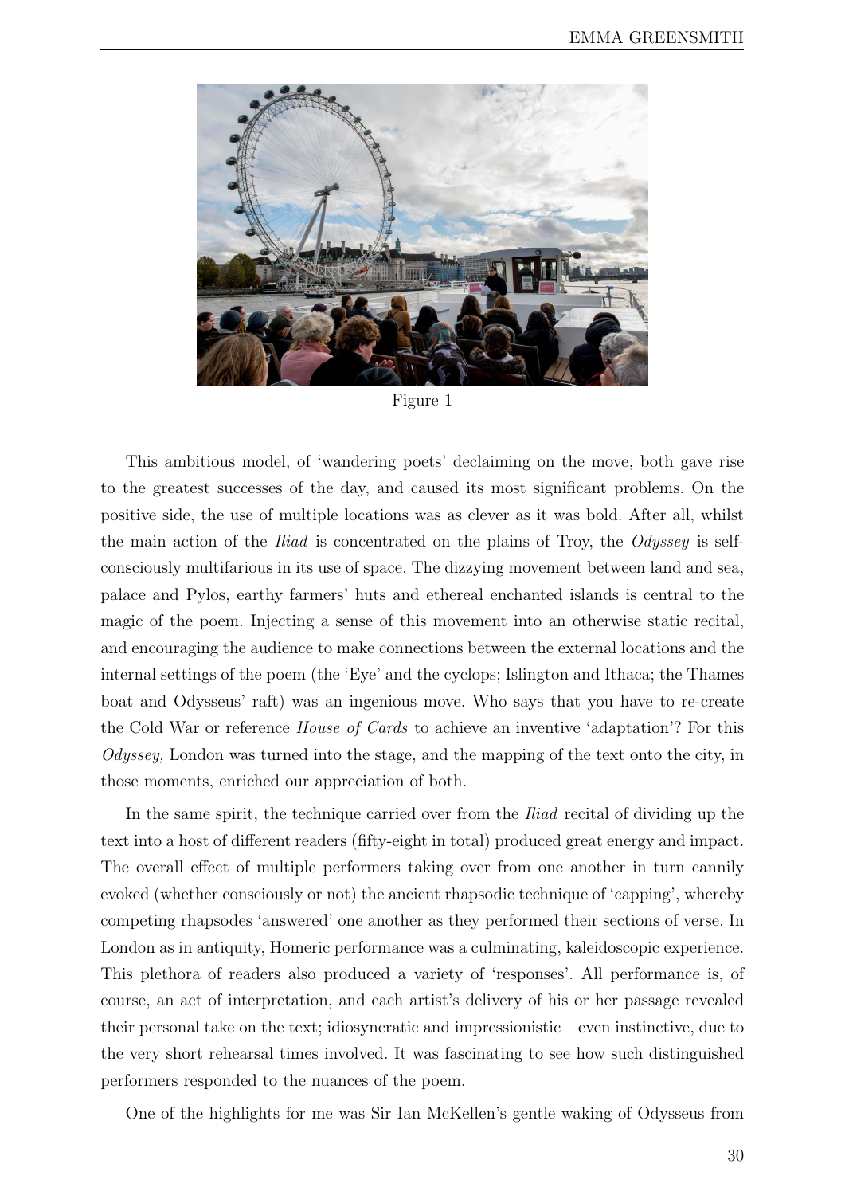Figure 1

This ambitious model, of 'wandering poets' declaiming on the move, both gave rise to the greatest successes of the day, and caused its most significant problems. On the positive side, the use of multiple locations was as clever as it was bold. After all, whilst the main action of the *Iliad* is concentrated on the plains of Troy, the *Odyssey* is self-consciously multifarious in its use of space. The dizzying movement between land and sea, palace and Pylos, earthy farmers' huts and ethereal enchanted islands is central to the magic of the poem. Injecting a sense of this movement into an otherwise static recital, and encouraging the audience to make connections between the external locations and the internal settings of the poem (the 'Eye' and the cyclops; Islington and Ithaca; the Thames boat and Odysseus' raft) was an ingenious move. Who says that you have to re-create the Cold War or reference *House of Cards* to achieve an inventive 'adaptation'? For this *Odyssey,* London was turned into the stage, and the mapping of the text onto the city, in those moments, enriched our appreciation of both.

In the same spirit, the technique carried over from the *Iliad* recital of dividing up the text into a host of different readers (fifty-eight in total) produced great energy and impact. The overall effect of multiple performers taking over from one another in turn cannily evoked (whether consciously or not) the ancient rhapsodic technique of 'capping', whereby competing rhapsodes 'answered' one another as they performed their sections of verse. In London as in antiquity, Homeric performance was a culminating, kaleidoscopic experience. This plethora of readers also produced a variety of 'responses'. All performance is, of course, an act of interpretation, and each artist's delivery of his or her passage revealed their personal take on the text; idiosyncratic and impressionistic – even instinctive, due to the very short rehearsal times involved. It was fascinating to see how such distinguished performers responded to the nuances of the poem.

One of the highlights for me was Sir Ian McKellen's gentle waking of Odysseus from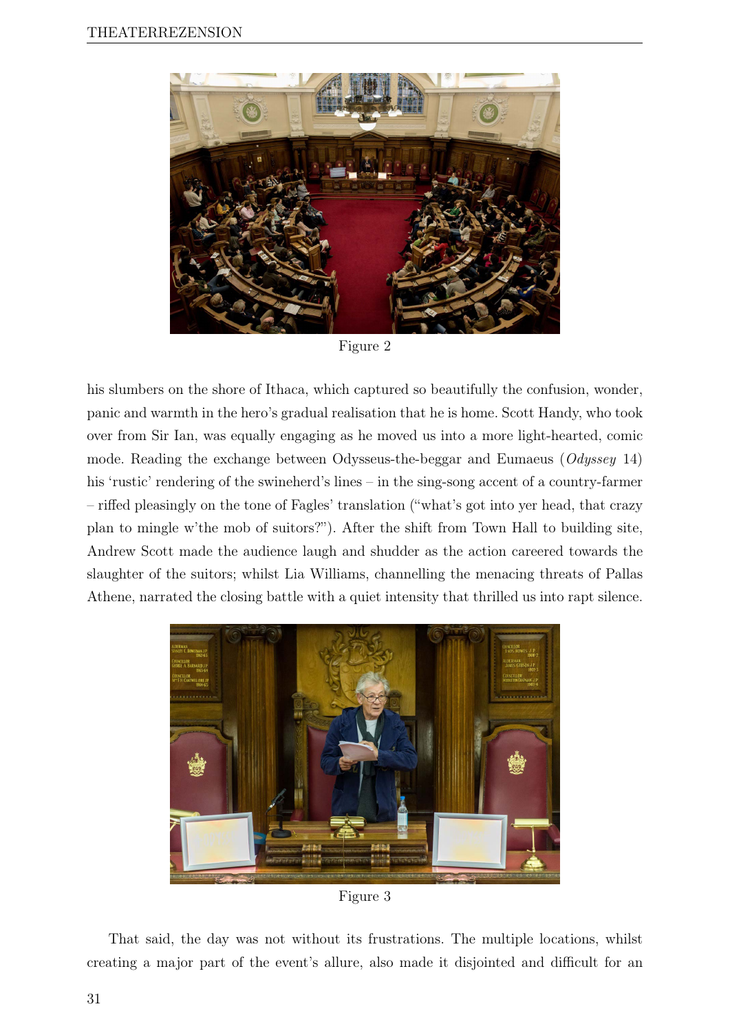Figure 2

his slumbers on the shore of Ithaca, which captured so beautifully the confusion, wonder, panic and warmth in the hero's gradual realisation that he is home. Scott Handy, who took over from Sir Ian, was equally engaging as he moved us into a more light-hearted, comic mode. Reading the exchange between Odysseus-the-beggar and Eumaeus (*Odyssey* 14) his 'rustic' rendering of the swineherd's lines – in the sing-song accent of a country-farmer – riffed pleasingly on the tone of Fagles' translation ("what's got into yer head, that crazy plan to mingle w'the mob of suitors?"). After the shift from Town Hall to building site, Andrew Scott made the audience laugh and shudder as the action careered towards the slaughter of the suitors; whilst Lia Williams, channelling the menacing threats of Pallas Athene, narrated the closing battle with a quiet intensity that thrilled us into rapt silence.

Figure 3

That said, the day was not without its frustrations. The multiple locations, whilst creating a major part of the event's allure, also made it disjointed and difficult for an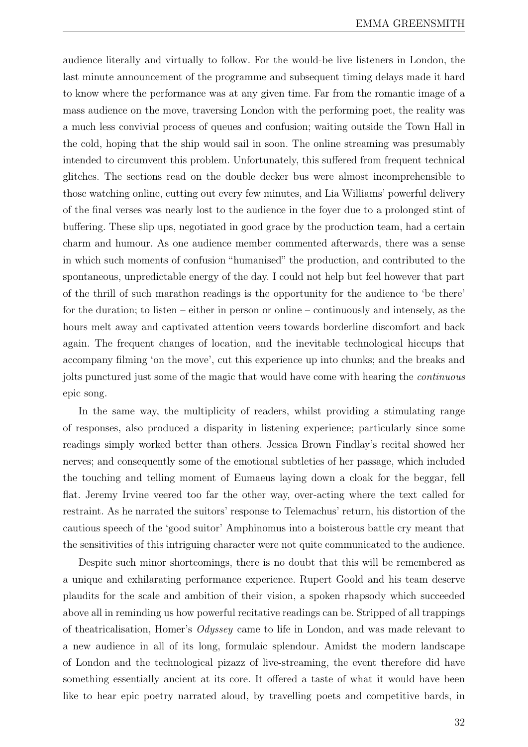audience literally and virtually to follow. For the would-be live listeners in London, the last minute announcement of the programme and subsequent timing delays made it hard to know where the performance was at any given time. Far from the romantic image of a mass audience on the move, traversing London with the performing poet, the reality was a much less convivial process of queues and confusion; waiting outside the Town Hall in the cold, hoping that the ship would sail in soon. The online streaming was presumably intended to circumvent this problem. Unfortunately, this suffered from frequent technical glitches. The sections read on the double decker bus were almost incomprehensible to those watching online, cutting out every few minutes, and Lia Williams' powerful delivery of the final verses was nearly lost to the audience in the foyer due to a prolonged stint of buffering. These slip ups, negotiated in good grace by the production team, had a certain charm and humour. As one audience member commented afterwards, there was a sense in which such moments of confusion "humanised" the production, and contributed to the spontaneous, unpredictable energy of the day. I could not help but feel however that part of the thrill of such marathon readings is the opportunity for the audience to 'be there' for the duration; to listen – either in person or online – continuously and intensely, as the hours melt away and captivated attention veers towards borderline discomfort and back again. The frequent changes of location, and the inevitable technological hiccups that accompany filming 'on the move', cut this experience up into chunks; and the breaks and jolts punctured just some of the magic that would have come with hearing the *continuous* epic song.

In the same way, the multiplicity of readers, whilst providing a stimulating range of responses, also produced a disparity in listening experience; particularly since some readings simply worked better than others. Jessica Brown Findlay's recital showed her nerves; and consequently some of the emotional subtleties of her passage, which included the touching and telling moment of Eumaeus laying down a cloak for the beggar, fell flat. Jeremy Irvine veered too far the other way, over-acting where the text called for restraint. As he narrated the suitors' response to Telemachus' return, his distortion of the cautious speech of the 'good suitor' Amphinomus into a boisterous battle cry meant that the sensitivities of this intriguing character were not quite communicated to the audience.

Despite such minor shortcomings, there is no doubt that this will be remembered as a unique and exhilarating performance experience. Rupert Goold and his team deserve plaudits for the scale and ambition of their vision, a spoken rhapsody which succeeded above all in reminding us how powerful recitative readings can be. Stripped of all trappings of theatricalisation, Homer's *Odyssey* came to life in London, and was made relevant to a new audience in all of its long, formulaic splendour. Amidst the modern landscape of London and the technological pizazz of live-streaming, the event therefore did have something essentially ancient at its core. It offered a taste of what it would have been like to hear epic poetry narrated aloud, by travelling poets and competitive bards, in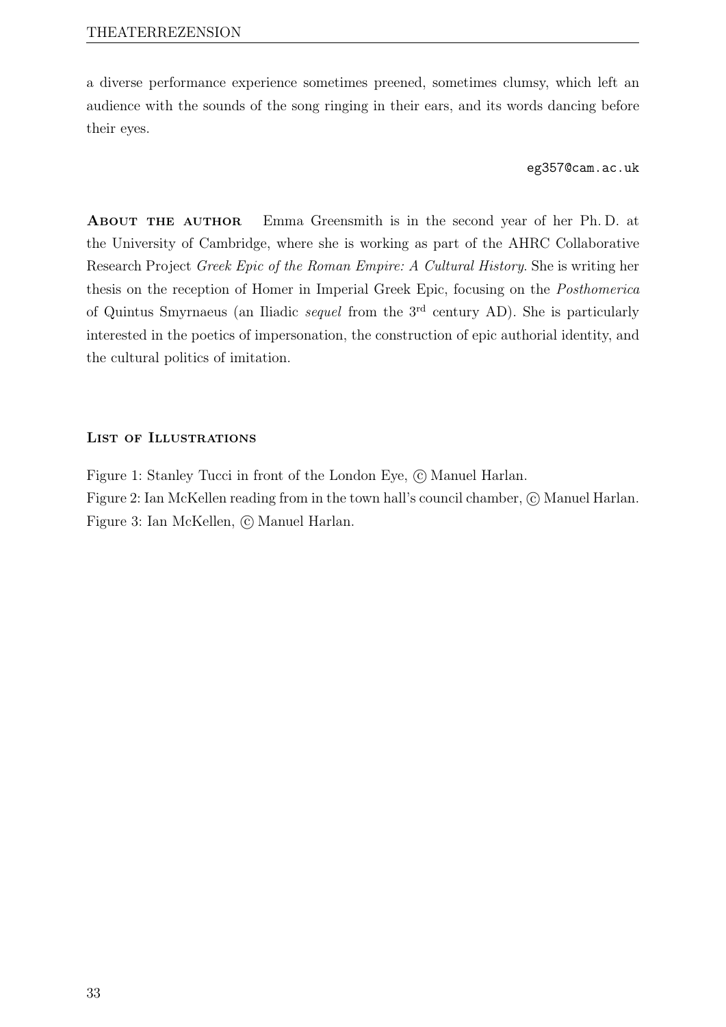a diverse performance experience sometimes preened, sometimes clumsy, which left an audience with the sounds of the song ringing in their ears, and its words dancing before their eyes.

eg357@cam.ac.uk

**About the author** Emma Greensmith is in the second year of her Ph. D. at the University of Cambridge, where she is working as part of the AHRC Collaborative Research Project *Greek Epic of the Roman Empire: A Cultural History*. She is writing her thesis on the reception of Homer in Imperial Greek Epic, focusing on the *Posthomerica* of Quintus Smyrnaeus (an Iliadic *sequel* from the 3rd century AD). She is particularly interested in the poetics of impersonation, the construction of epic authorial identity, and the cultural politics of imitation.

## List of Illustrations

Figure 1: Stanley Tucci in front of the London Eye, © Manuel Harlan.
Figure 2: Ian McKellen reading from in the town hall's council chamber, © Manuel Harlan.
Figure 3: Ian McKellen, © Manuel Harlan.